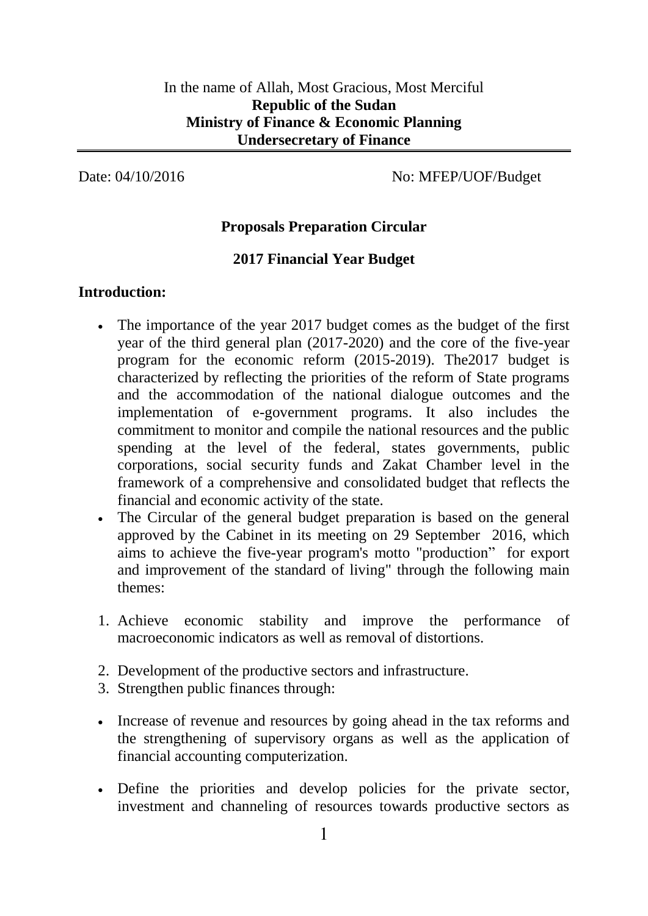In the name of Allah, Most Gracious, Most Merciful

**Republic of the Sudan**
**Ministry of Finance & Economic Planning**
**Undersecretary of Finance**

Date: 04/10/2016 No: MFEP/UOF/Budget

## Proposals Preparation Circular

## 2017 Financial Year Budget

### Introduction:

- The importance of the year 2017 budget comes as the budget of the first year of the third general plan (2017-2020) and the core of the five-year program for the economic reform (2015-2019). The2017 budget is characterized by reflecting the priorities of the reform of State programs and the accommodation of the national dialogue outcomes and the implementation of e-government programs. It also includes the commitment to monitor and compile the national resources and the public spending at the level of the federal, states governments, public corporations, social security funds and Zakat Chamber level in the framework of a comprehensive and consolidated budget that reflects the financial and economic activity of the state.
- The Circular of the general budget preparation is based on the general approved by the Cabinet in its meeting on 29 September 2016, which aims to achieve the five-year program's motto "production" for export and improvement of the standard of living" through the following main themes:

1. Achieve economic stability and improve the performance of macroeconomic indicators as well as removal of distortions.
2. Development of the productive sectors and infrastructure.
3. Strengthen public finances through:

- Increase of revenue and resources by going ahead in the tax reforms and the strengthening of supervisory organs as well as the application of financial accounting computerization.
- Define the priorities and develop policies for the private sector, investment and channeling of resources towards productive sectors as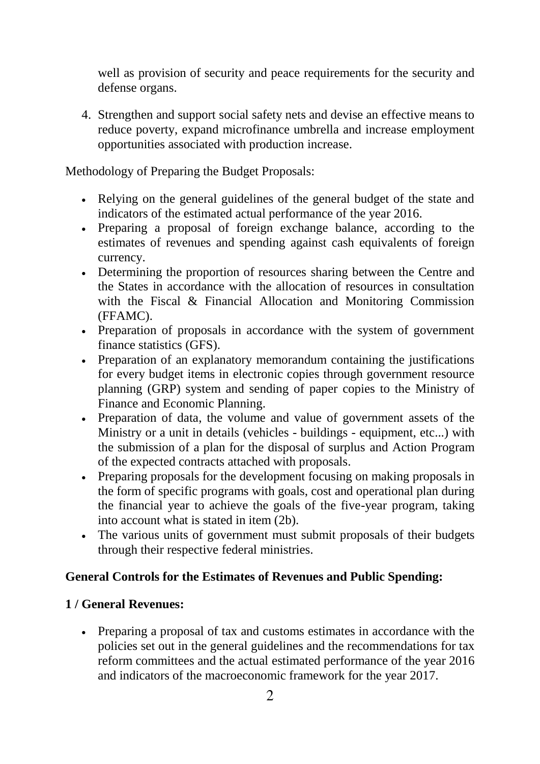well as provision of security and peace requirements for the security and defense organs.

4. Strengthen and support social safety nets and devise an effective means to reduce poverty, expand microfinance umbrella and increase employment opportunities associated with production increase.

Methodology of Preparing the Budget Proposals:

- Relying on the general guidelines of the general budget of the state and indicators of the estimated actual performance of the year 2016.
- Preparing a proposal of foreign exchange balance, according to the estimates of revenues and spending against cash equivalents of foreign currency.
- Determining the proportion of resources sharing between the Centre and the States in accordance with the allocation of resources in consultation with the Fiscal & Financial Allocation and Monitoring Commission (FFAMC).
- Preparation of proposals in accordance with the system of government finance statistics (GFS).
- Preparation of an explanatory memorandum containing the justifications for every budget items in electronic copies through government resource planning (GRP) system and sending of paper copies to the Ministry of Finance and Economic Planning.
- Preparation of data, the volume and value of government assets of the Ministry or a unit in details (vehicles - buildings - equipment, etc...) with the submission of a plan for the disposal of surplus and Action Program of the expected contracts attached with proposals.
- Preparing proposals for the development focusing on making proposals in the form of specific programs with goals, cost and operational plan during the financial year to achieve the goals of the five-year program, taking into account what is stated in item (2b).
- The various units of government must submit proposals of their budgets through their respective federal ministries.

**General Controls for the Estimates of Revenues and Public Spending:**

**1 / General Revenues:**

- Preparing a proposal of tax and customs estimates in accordance with the policies set out in the general guidelines and the recommendations for tax reform committees and the actual estimated performance of the year 2016 and indicators of the macroeconomic framework for the year 2017.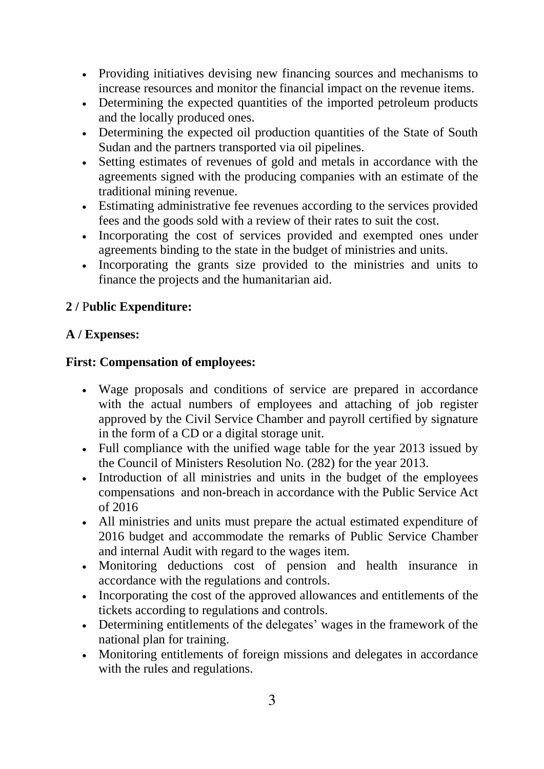- Providing initiatives devising new financing sources and mechanisms to increase resources and monitor the financial impact on the revenue items.
- Determining the expected quantities of the imported petroleum products and the locally produced ones.
- Determining the expected oil production quantities of the State of South Sudan and the partners transported via oil pipelines.
- Setting estimates of revenues of gold and metals in accordance with the agreements signed with the producing companies with an estimate of the traditional mining revenue.
- Estimating administrative fee revenues according to the services provided fees and the goods sold with a review of their rates to suit the cost.
- Incorporating the cost of services provided and exempted ones under agreements binding to the state in the budget of ministries and units.
- Incorporating the grants size provided to the ministries and units to finance the projects and the humanitarian aid.

**2 / Public Expenditure:**

**A / Expenses:**

**First: Compensation of employees:**

- Wage proposals and conditions of service are prepared in accordance with the actual numbers of employees and attaching of job register approved by the Civil Service Chamber and payroll certified by signature in the form of a CD or a digital storage unit.
- Full compliance with the unified wage table for the year 2013 issued by the Council of Ministers Resolution No. (282) for the year 2013.
- Introduction of all ministries and units in the budget of the employees compensations and non-breach in accordance with the Public Service Act of 2016
- All ministries and units must prepare the actual estimated expenditure of 2016 budget and accommodate the remarks of Public Service Chamber and internal Audit with regard to the wages item.
- Monitoring deductions cost of pension and health insurance in accordance with the regulations and controls.
- Incorporating the cost of the approved allowances and entitlements of the tickets according to regulations and controls.
- Determining entitlements of the delegates' wages in the framework of the national plan for training.
- Monitoring entitlements of foreign missions and delegates in accordance with the rules and regulations.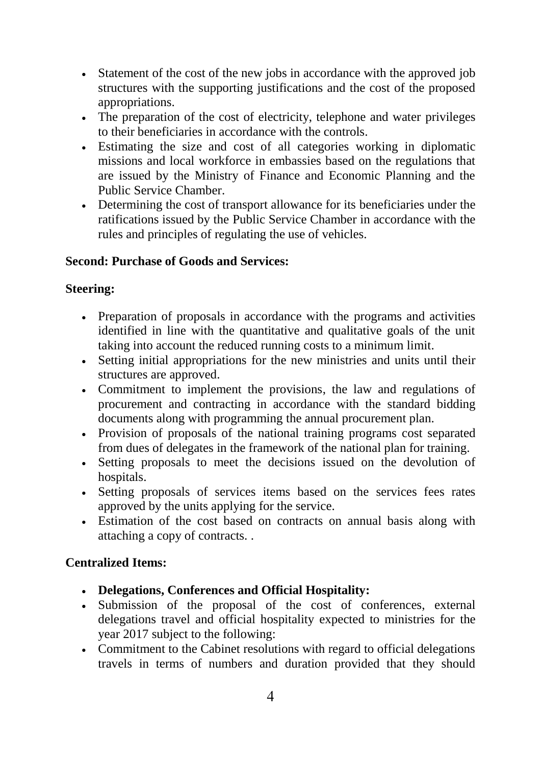- Statement of the cost of the new jobs in accordance with the approved job structures with the supporting justifications and the cost of the proposed appropriations.
- The preparation of the cost of electricity, telephone and water privileges to their beneficiaries in accordance with the controls.
- Estimating the size and cost of all categories working in diplomatic missions and local workforce in embassies based on the regulations that are issued by the Ministry of Finance and Economic Planning and the Public Service Chamber.
- Determining the cost of transport allowance for its beneficiaries under the ratifications issued by the Public Service Chamber in accordance with the rules and principles of regulating the use of vehicles.

**Second: Purchase of Goods and Services:**

**Steering:**

- Preparation of proposals in accordance with the programs and activities identified in line with the quantitative and qualitative goals of the unit taking into account the reduced running costs to a minimum limit.
- Setting initial appropriations for the new ministries and units until their structures are approved.
- Commitment to implement the provisions, the law and regulations of procurement and contracting in accordance with the standard bidding documents along with programming the annual procurement plan.
- Provision of proposals of the national training programs cost separated from dues of delegates in the framework of the national plan for training.
- Setting proposals to meet the decisions issued on the devolution of hospitals.
- Setting proposals of services items based on the services fees rates approved by the units applying for the service.
- Estimation of the cost based on contracts on annual basis along with attaching a copy of contracts. .

**Centralized Items:**

- **Delegations, Conferences and Official Hospitality:**
- Submission of the proposal of the cost of conferences, external delegations travel and official hospitality expected to ministries for the year 2017 subject to the following:
- Commitment to the Cabinet resolutions with regard to official delegations travels in terms of numbers and duration provided that they should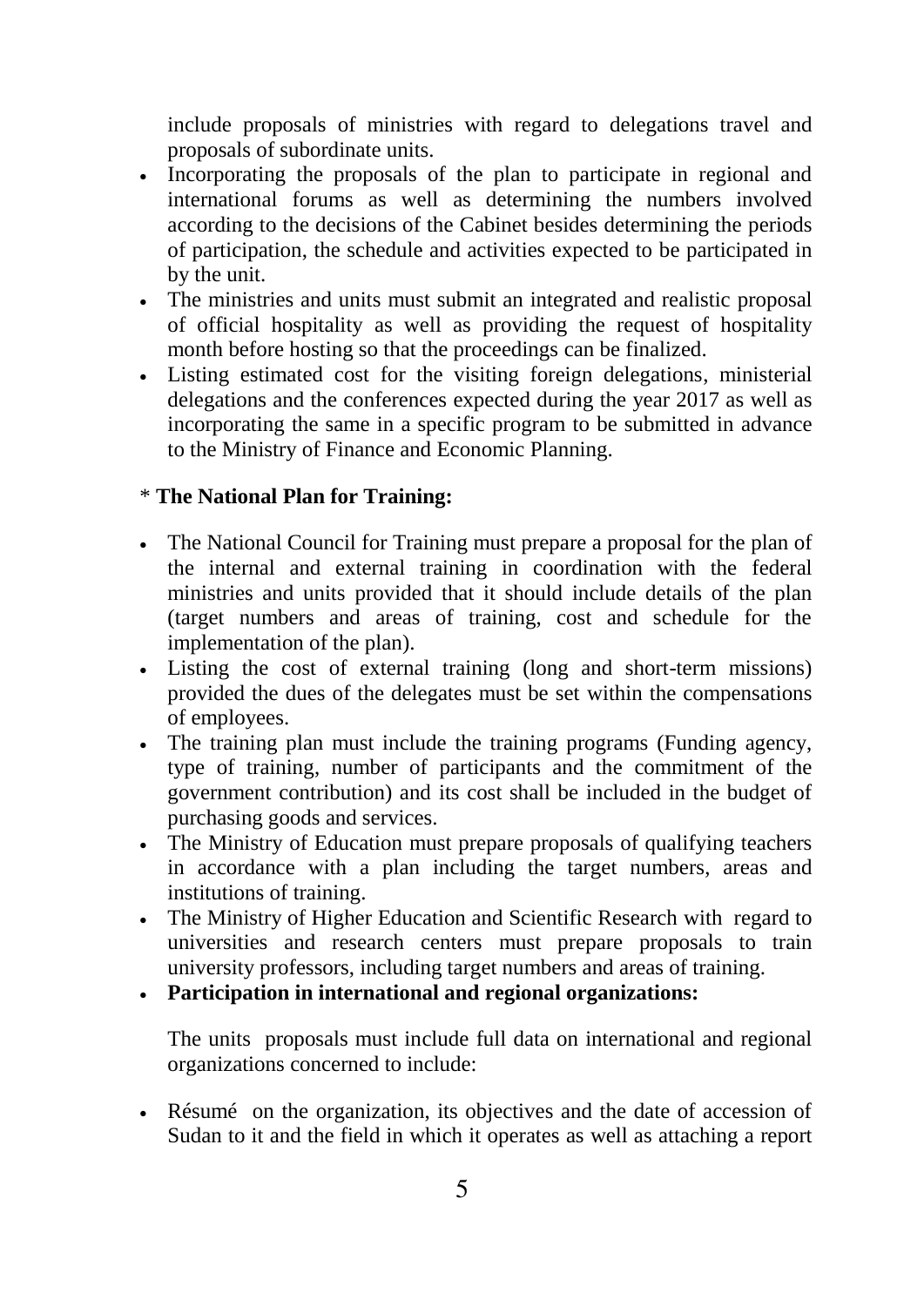include proposals of ministries with regard to delegations travel and proposals of subordinate units.

- Incorporating the proposals of the plan to participate in regional and international forums as well as determining the numbers involved according to the decisions of the Cabinet besides determining the periods of participation, the schedule and activities expected to be participated in by the unit.
- The ministries and units must submit an integrated and realistic proposal of official hospitality as well as providing the request of hospitality month before hosting so that the proceedings can be finalized.
- Listing estimated cost for the visiting foreign delegations, ministerial delegations and the conferences expected during the year 2017 as well as incorporating the same in a specific program to be submitted in advance to the Ministry of Finance and Economic Planning.

* **The National Plan for Training:**

- The National Council for Training must prepare a proposal for the plan of the internal and external training in coordination with the federal ministries and units provided that it should include details of the plan (target numbers and areas of training, cost and schedule for the implementation of the plan).
- Listing the cost of external training (long and short-term missions) provided the dues of the delegates must be set within the compensations of employees.
- The training plan must include the training programs (Funding agency, type of training, number of participants and the commitment of the government contribution) and its cost shall be included in the budget of purchasing goods and services.
- The Ministry of Education must prepare proposals of qualifying teachers in accordance with a plan including the target numbers, areas and institutions of training.
- The Ministry of Higher Education and Scientific Research with regard to universities and research centers must prepare proposals to train university professors, including target numbers and areas of training.
- **Participation in international and regional organizations:**

  The units proposals must include full data on international and regional organizations concerned to include:

- Résumé on the organization, its objectives and the date of accession of Sudan to it and the field in which it operates as well as attaching a report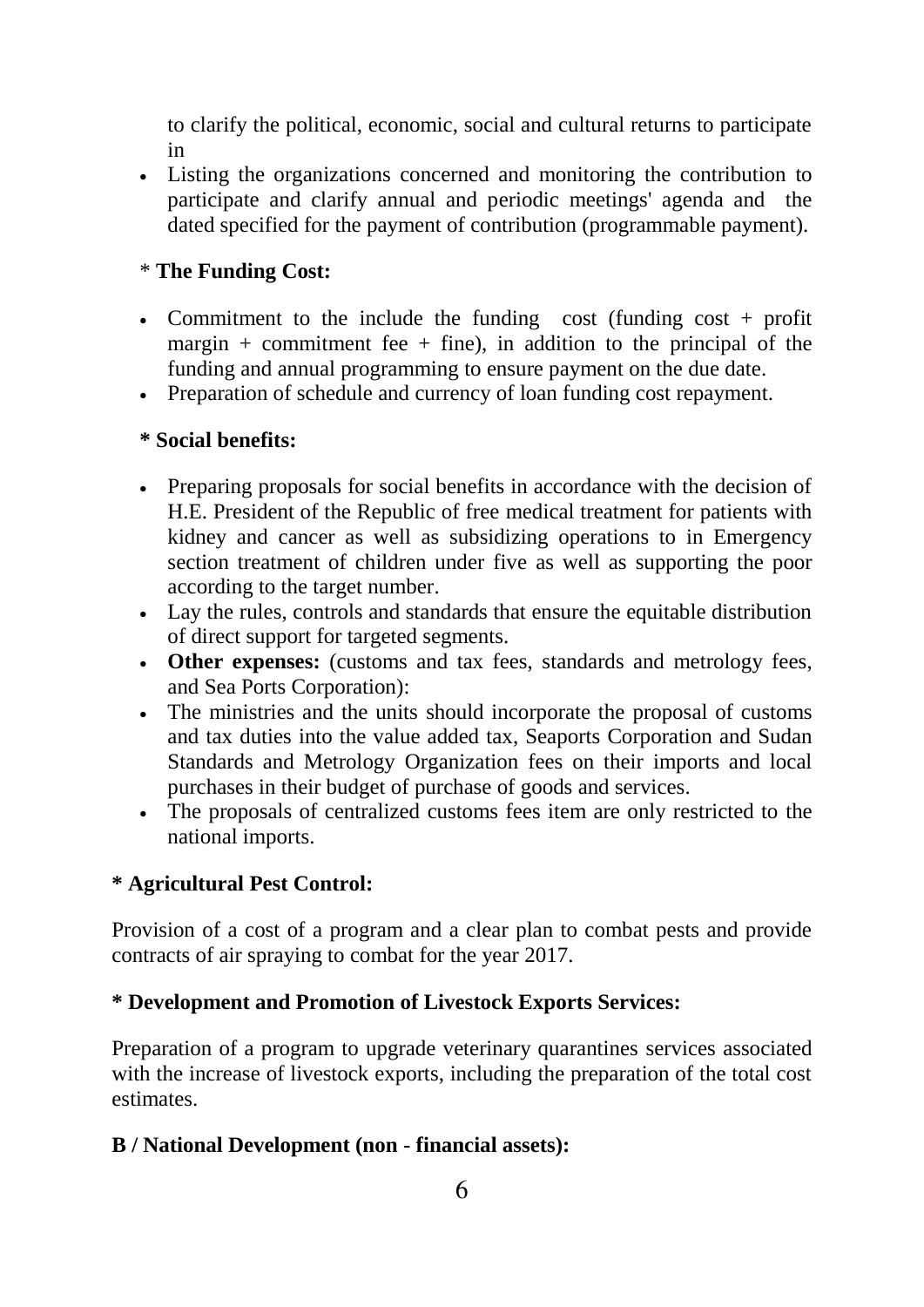to clarify the political, economic, social and cultural returns to participate in

- Listing the organizations concerned and monitoring the contribution to participate and clarify annual and periodic meetings' agenda and the dated specified for the payment of contribution (programmable payment).

\* **The Funding Cost:**

- Commitment to the include the funding cost (funding cost + profit margin + commitment fee + fine), in addition to the principal of the funding and annual programming to ensure payment on the due date.
- Preparation of schedule and currency of loan funding cost repayment.

**\* Social benefits:**

- Preparing proposals for social benefits in accordance with the decision of H.E. President of the Republic of free medical treatment for patients with kidney and cancer as well as subsidizing operations to in Emergency section treatment of children under five as well as supporting the poor according to the target number.
- Lay the rules, controls and standards that ensure the equitable distribution of direct support for targeted segments.
- **Other expenses:** (customs and tax fees, standards and metrology fees, and Sea Ports Corporation):
- The ministries and the units should incorporate the proposal of customs and tax duties into the value added tax, Seaports Corporation and Sudan Standards and Metrology Organization fees on their imports and local purchases in their budget of purchase of goods and services.
- The proposals of centralized customs fees item are only restricted to the national imports.

**\* Agricultural Pest Control:**

Provision of a cost of a program and a clear plan to combat pests and provide contracts of air spraying to combat for the year 2017.

**\* Development and Promotion of Livestock Exports Services:**

Preparation of a program to upgrade veterinary quarantines services associated with the increase of livestock exports, including the preparation of the total cost estimates.

**B / National Development (non - financial assets):**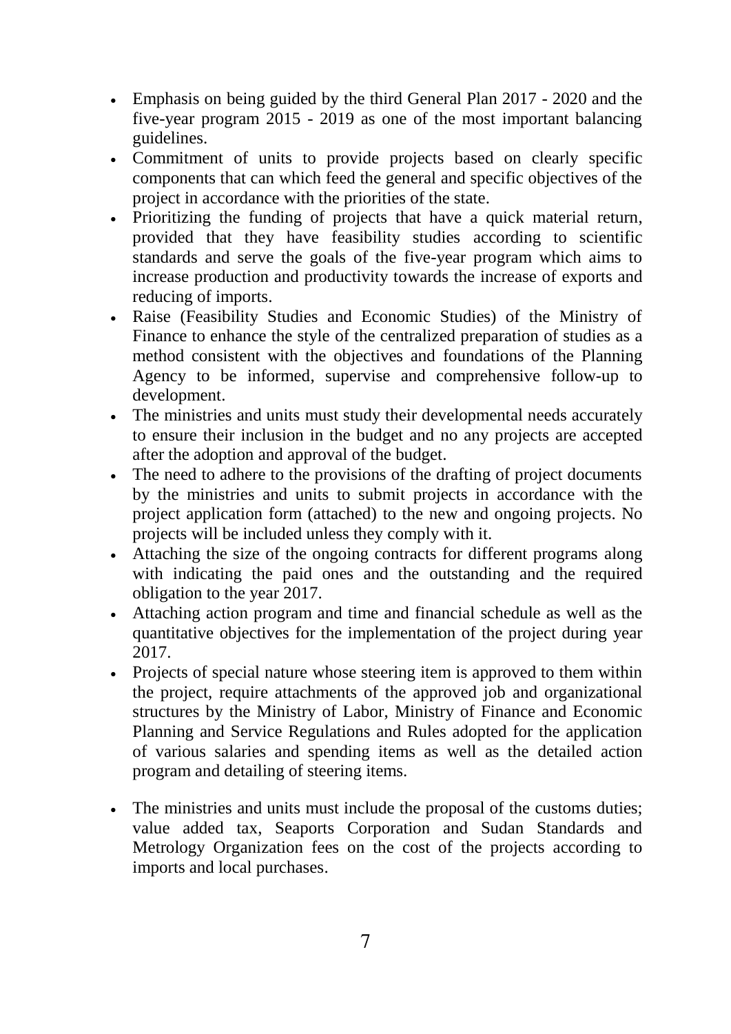- Emphasis on being guided by the third General Plan 2017 - 2020 and the five-year program 2015 - 2019 as one of the most important balancing guidelines.
- Commitment of units to provide projects based on clearly specific components that can which feed the general and specific objectives of the project in accordance with the priorities of the state.
- Prioritizing the funding of projects that have a quick material return, provided that they have feasibility studies according to scientific standards and serve the goals of the five-year program which aims to increase production and productivity towards the increase of exports and reducing of imports.
- Raise (Feasibility Studies and Economic Studies) of the Ministry of Finance to enhance the style of the centralized preparation of studies as a method consistent with the objectives and foundations of the Planning Agency to be informed, supervise and comprehensive follow-up to development.
- The ministries and units must study their developmental needs accurately to ensure their inclusion in the budget and no any projects are accepted after the adoption and approval of the budget.
- The need to adhere to the provisions of the drafting of project documents by the ministries and units to submit projects in accordance with the project application form (attached) to the new and ongoing projects. No projects will be included unless they comply with it.
- Attaching the size of the ongoing contracts for different programs along with indicating the paid ones and the outstanding and the required obligation to the year 2017.
- Attaching action program and time and financial schedule as well as the quantitative objectives for the implementation of the project during year 2017.
- Projects of special nature whose steering item is approved to them within the project, require attachments of the approved job and organizational structures by the Ministry of Labor, Ministry of Finance and Economic Planning and Service Regulations and Rules adopted for the application of various salaries and spending items as well as the detailed action program and detailing of steering items.
- The ministries and units must include the proposal of the customs duties; value added tax, Seaports Corporation and Sudan Standards and Metrology Organization fees on the cost of the projects according to imports and local purchases.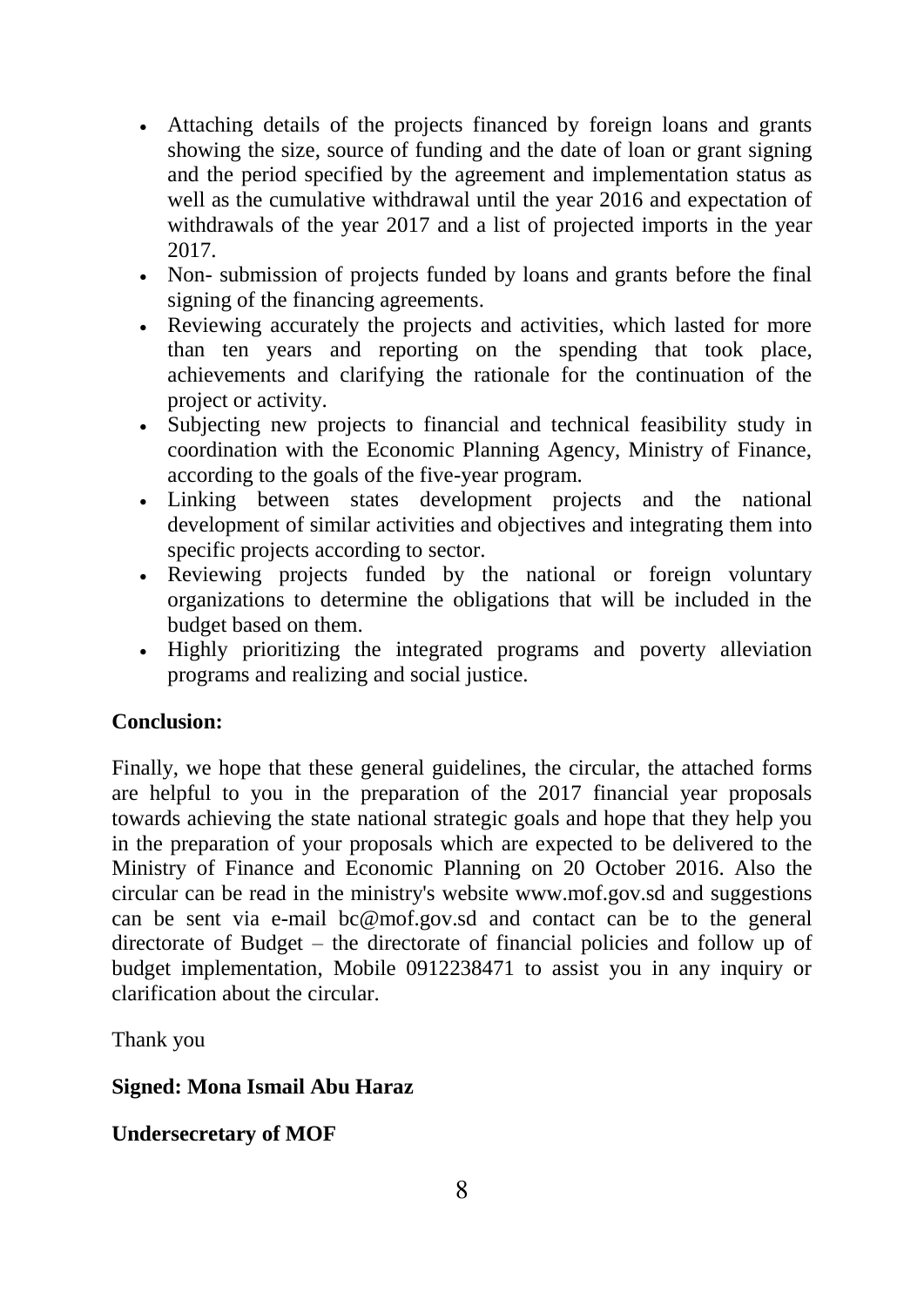- Attaching details of the projects financed by foreign loans and grants showing the size, source of funding and the date of loan or grant signing and the period specified by the agreement and implementation status as well as the cumulative withdrawal until the year 2016 and expectation of withdrawals of the year 2017 and a list of projected imports in the year 2017.
- Non- submission of projects funded by loans and grants before the final signing of the financing agreements.
- Reviewing accurately the projects and activities, which lasted for more than ten years and reporting on the spending that took place, achievements and clarifying the rationale for the continuation of the project or activity.
- Subjecting new projects to financial and technical feasibility study in coordination with the Economic Planning Agency, Ministry of Finance, according to the goals of the five-year program.
- Linking between states development projects and the national development of similar activities and objectives and integrating them into specific projects according to sector.
- Reviewing projects funded by the national or foreign voluntary organizations to determine the obligations that will be included in the budget based on them.
- Highly prioritizing the integrated programs and poverty alleviation programs and realizing and social justice.

**Conclusion:**

Finally, we hope that these general guidelines, the circular, the attached forms are helpful to you in the preparation of the 2017 financial year proposals towards achieving the state national strategic goals and hope that they help you in the preparation of your proposals which are expected to be delivered to the Ministry of Finance and Economic Planning on 20 October 2016. Also the circular can be read in the ministry's website www.mof.gov.sd and suggestions can be sent via e-mail bc@mof.gov.sd and contact can be to the general directorate of Budget – the directorate of financial policies and follow up of budget implementation, Mobile 0912238471 to assist you in any inquiry or clarification about the circular.

Thank you

**Signed: Mona Ismail Abu Haraz**

**Undersecretary of MOF**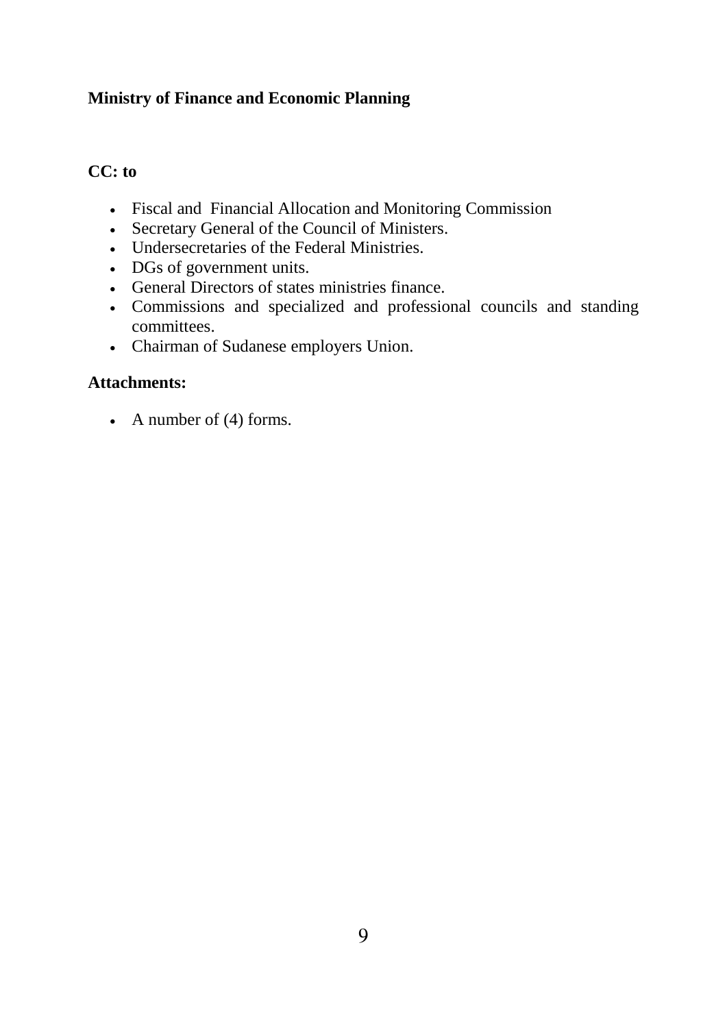**Ministry of Finance and Economic Planning**

**CC: to**

- Fiscal and Financial Allocation and Monitoring Commission
- Secretary General of the Council of Ministers.
- Undersecretaries of the Federal Ministries.
- DGs of government units.
- General Directors of states ministries finance.
- Commissions and specialized and professional councils and standing committees.
- Chairman of Sudanese employers Union.

**Attachments:**

- A number of (4) forms.